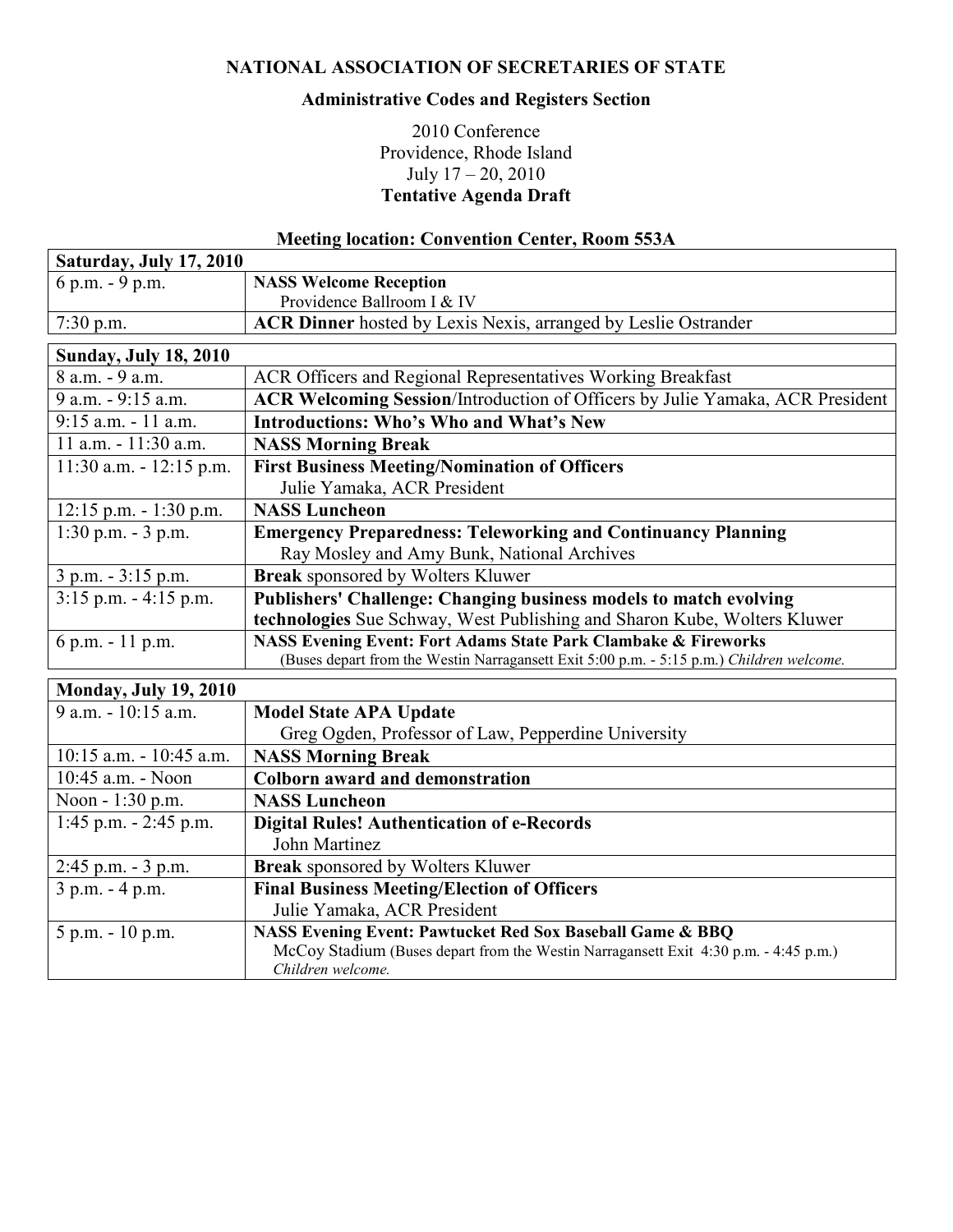**NATIONAL ASSOCIATION OF SECRETARIES OF STATE**

**Administrative Codes and Registers Section**

2010 Conference
Providence, Rhode Island
July 17 – 20, 2010
**Tentative Agenda Draft**

**Meeting location: Convention Center, Room 553A**

| **Saturday, July 17, 2010** | |
|---|---|
| 6 p.m. - 9 p.m. | **NASS Welcome Reception**<br>Providence Ballroom I & IV |
| 7:30 p.m. | **ACR Dinner** hosted by Lexis Nexis, arranged by Leslie Ostrander |

| **Sunday, July 18, 2010** | |
|---|---|
| 8 a.m. - 9 a.m. | ACR Officers and Regional Representatives Working Breakfast |
| 9 a.m. - 9:15 a.m. | **ACR Welcoming Session**/Introduction of Officers by Julie Yamaka, ACR President |
| 9:15 a.m. - 11 a.m. | **Introductions: Who's Who and What's New** |
| 11 a.m. - 11:30 a.m. | **NASS Morning Break** |
| 11:30 a.m. - 12:15 p.m. | **First Business Meeting/Nomination of Officers**<br>Julie Yamaka, ACR President |
| 12:15 p.m. - 1:30 p.m. | **NASS Luncheon** |
| 1:30 p.m. - 3 p.m. | **Emergency Preparedness: Teleworking and Continuancy Planning**<br>Ray Mosley and Amy Bunk, National Archives |
| 3 p.m. - 3:15 p.m. | **Break** sponsored by Wolters Kluwer |
| 3:15 p.m. - 4:15 p.m. | **Publishers' Challenge: Changing business models to match evolving technologies** Sue Schway, West Publishing and Sharon Kube, Wolters Kluwer |
| 6 p.m. - 11 p.m. | **NASS Evening Event: Fort Adams State Park Clambake & Fireworks**<br>(Buses depart from the Westin Narragansett Exit 5:00 p.m. - 5:15 p.m.) *Children welcome.* |

| **Monday, July 19, 2010** | |
|---|---|
| 9 a.m. - 10:15 a.m. | **Model State APA Update**<br>Greg Ogden, Professor of Law, Pepperdine University |
| 10:15 a.m. - 10:45 a.m. | **NASS Morning Break** |
| 10:45 a.m. - Noon | **Colborn award and demonstration** |
| Noon - 1:30 p.m. | **NASS Luncheon** |
| 1:45 p.m. - 2:45 p.m. | **Digital Rules! Authentication of e-Records**<br>John Martinez |
| 2:45 p.m. - 3 p.m. | **Break** sponsored by Wolters Kluwer |
| 3 p.m. - 4 p.m. | **Final Business Meeting/Election of Officers**<br>Julie Yamaka, ACR President |
| 5 p.m. - 10 p.m. | **NASS Evening Event: Pawtucket Red Sox Baseball Game & BBQ**<br>McCoy Stadium (Buses depart from the Westin Narragansett Exit 4:30 p.m. - 4:45 p.m.)<br>*Children welcome.* |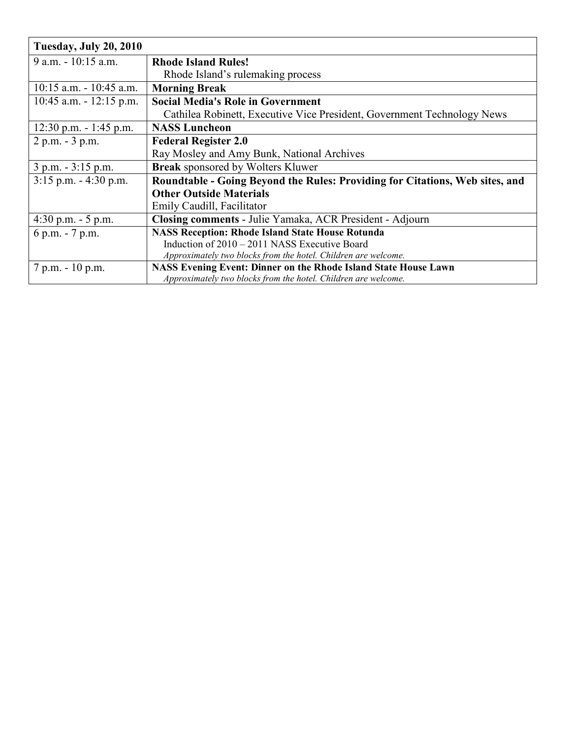| Tuesday, July 20, 2010 | |
|---|---|
| 9 a.m. - 10:15 a.m. | **Rhode Island Rules!**<br>Rhode Island's rulemaking process |
| 10:15 a.m. - 10:45 a.m. | **Morning Break** |
| 10:45 a.m. - 12:15 p.m. | **Social Media's Role in Government**<br>Cathilea Robinett, Executive Vice President, Government Technology News |
| 12:30 p.m. - 1:45 p.m. | **NASS Luncheon** |
| 2 p.m. - 3 p.m. | **Federal Register 2.0**<br>Ray Mosley and Amy Bunk, National Archives |
| 3 p.m. - 3:15 p.m. | **Break** sponsored by Wolters Kluwer |
| 3:15 p.m. - 4:30 p.m. | **Roundtable - Going Beyond the Rules: Providing for Citations, Web sites, and Other Outside Materials**<br>Emily Caudill, Facilitator |
| 4:30 p.m. - 5 p.m. | **Closing comments** - Julie Yamaka, ACR President - Adjourn |
| 6 p.m. - 7 p.m. | **NASS Reception: Rhode Island State House Rotunda**<br>Induction of 2010 – 2011 NASS Executive Board<br>*Approximately two blocks from the hotel. Children are welcome.* |
| 7 p.m. - 10 p.m. | **NASS Evening Event: Dinner on the Rhode Island State House Lawn**<br>*Approximately two blocks from the hotel. Children are welcome.* |